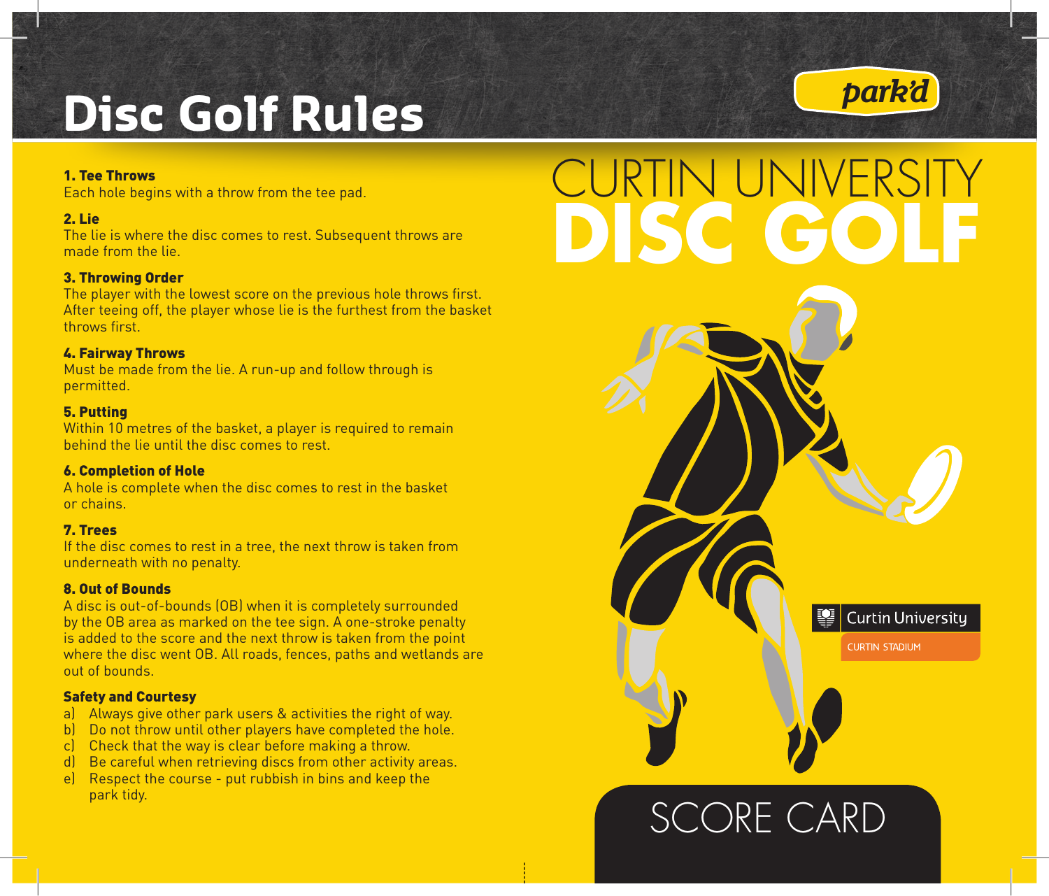# Disc Golf Rules

park'd

### 1. Tee Throws
Each hole begins with a throw from the tee pad.

### 2. Lie
The lie is where the disc comes to rest. Subsequent throws are made from the lie.

### 3. Throwing Order
The player with the lowest score on the previous hole throws first. After teeing off, the player whose lie is the furthest from the basket throws first.

### 4. Fairway Throws
Must be made from the lie. A run-up and follow through is permitted.

### 5. Putting
Within 10 metres of the basket, a player is required to remain behind the lie until the disc comes to rest.

### 6. Completion of Hole
A hole is complete when the disc comes to rest in the basket or chains.

### 7. Trees
If the disc comes to rest in a tree, the next throw is taken from underneath with no penalty.

### 8. Out of Bounds
A disc is out-of-bounds (OB) when it is completely surrounded by the OB area as marked on the tee sign. A one-stroke penalty is added to the score and the next throw is taken from the point where the disc went OB. All roads, fences, paths and wetlands are out of bounds.

### Safety and Courtesy
a) Always give other park users & activities the right of way.
b) Do not throw until other players have completed the hole.
c) Check that the way is clear before making a throw.
d) Be careful when retrieving discs from other activity areas.
e) Respect the course - put rubbish in bins and keep the park tidy.

# CURTIN UNIVERSITY DISC GOLF

Curtin University

CURTIN STADIUM

## SCORE CARD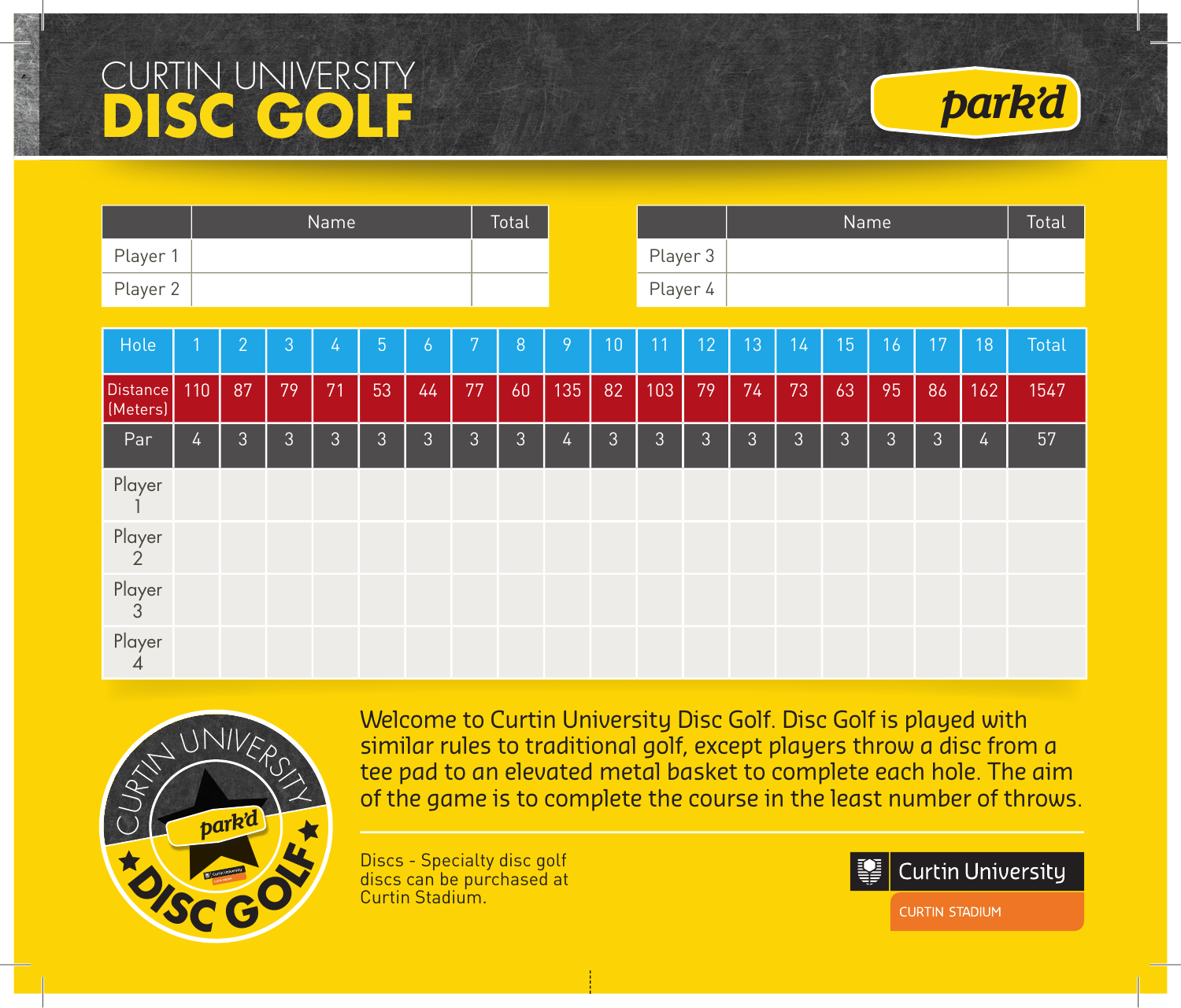# CURTIN UNIVERSITY
# DISC GOLF

park'd

| | Name | Total |
|---|---|---|
| Player 1 | | |
| Player 2 | | |

| | Name | Total |
|---|---|---|
| Player 3 | | |
| Player 4 | | |

| Hole | 1 | 2 | 3 | 4 | 5 | 6 | 7 | 8 | 9 | 10 | 11 | 12 | 13 | 14 | 15 | 16 | 17 | 18 | Total |
|---|---|---|---|---|---|---|---|---|---|---|---|---|---|---|---|---|---|---|---|
| Distance (Meters) | 110 | 87 | 79 | 71 | 53 | 44 | 77 | 60 | 135 | 82 | 103 | 79 | 74 | 73 | 63 | 95 | 86 | 162 | 1547 |
| Par | 4 | 3 | 3 | 3 | 3 | 3 | 3 | 3 | 4 | 3 | 3 | 3 | 3 | 3 | 3 | 3 | 3 | 4 | 57 |
| Player 1 | | | | | | | | | | | | | | | | | | | |
| Player 2 | | | | | | | | | | | | | | | | | | | |
| Player 3 | | | | | | | | | | | | | | | | | | | |
| Player 4 | | | | | | | | | | | | | | | | | | | |

CURTIN UNIVERSITY park'd DISC GOLF

Welcome to Curtin University Disc Golf. Disc Golf is played with similar rules to traditional golf, except players throw a disc from a tee pad to an elevated metal basket to complete each hole. The aim of the game is to complete the course in the least number of throws.

Discs - Specialty disc golf discs can be purchased at Curtin Stadium.

Curtin University
CURTIN STADIUM